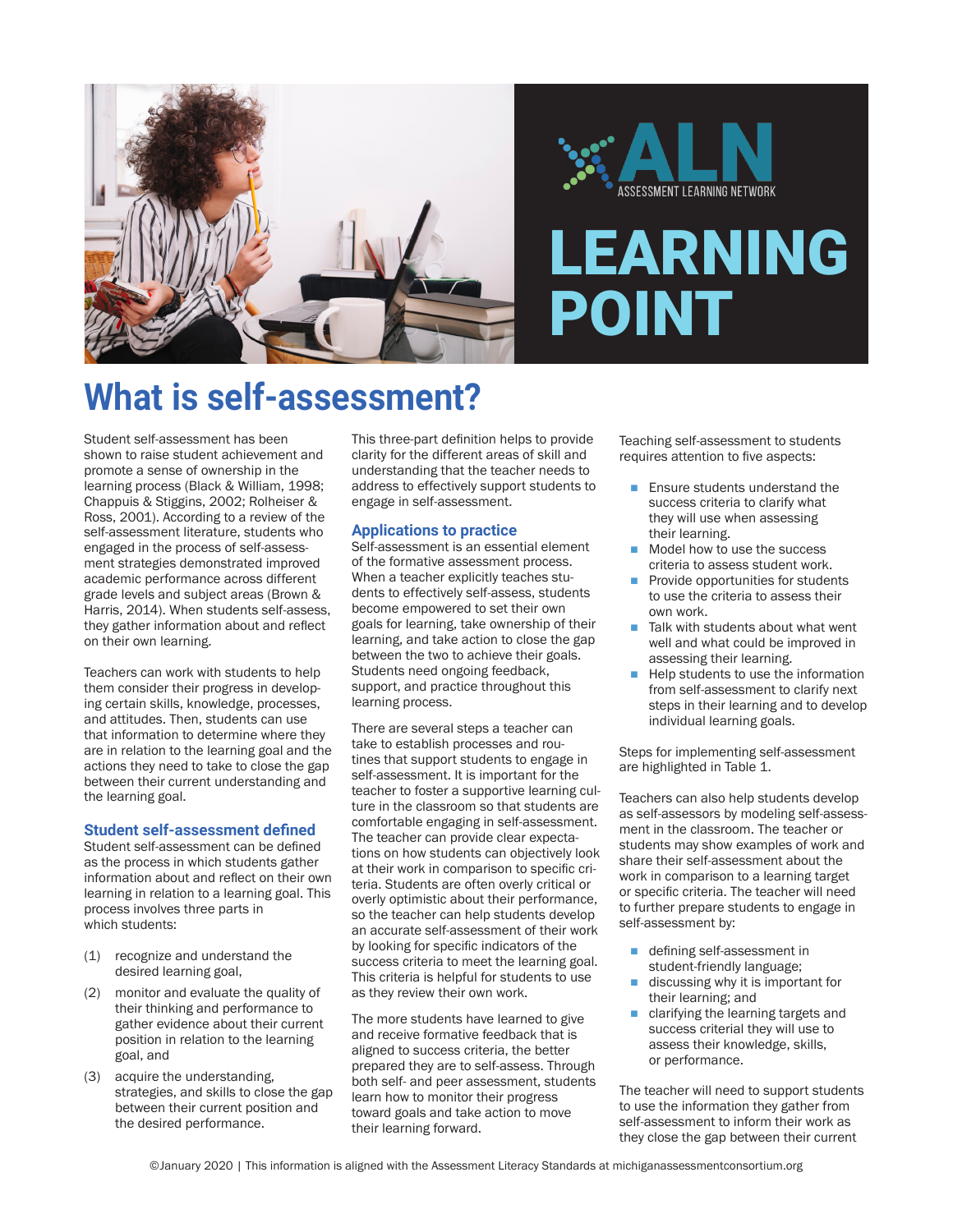ALN

ASSESSMENT LEARNING NETWORK

# LEARNING POINT

# What is self-assessment?

Student self-assessment has been shown to raise student achievement and promote a sense of ownership in the learning process (Black & William, 1998; Chappuis & Stiggins, 2002; Rolheiser & Ross, 2001). According to a review of the self-assessment literature, students who engaged in the process of self-assessment strategies demonstrated improved academic performance across different grade levels and subject areas (Brown & Harris, 2014). When students self-assess, they gather information about and reflect on their own learning.

Teachers can work with students to help them consider their progress in developing certain skills, knowledge, processes, and attitudes. Then, students can use that information to determine where they are in relation to the learning goal and the actions they need to take to close the gap between their current understanding and the learning goal.

## Student self-assessment defined

Student self-assessment can be defined as the process in which students gather information about and reflect on their own learning in relation to a learning goal. This process involves three parts in which students:

(1) recognize and understand the desired learning goal,

(2) monitor and evaluate the quality of their thinking and performance to gather evidence about their current position in relation to the learning goal, and

(3) acquire the understanding, strategies, and skills to close the gap between their current position and the desired performance.

This three-part definition helps to provide clarity for the different areas of skill and understanding that the teacher needs to address to effectively support students to engage in self-assessment.

## Applications to practice

Self-assessment is an essential element of the formative assessment process. When a teacher explicitly teaches students to effectively self-assess, students become empowered to set their own goals for learning, take ownership of their learning, and take action to close the gap between the two to achieve their goals. Students need ongoing feedback, support, and practice throughout this learning process.

There are several steps a teacher can take to establish processes and routines that support students to engage in self-assessment. It is important for the teacher to foster a supportive learning culture in the classroom so that students are comfortable engaging in self-assessment. The teacher can provide clear expectations on how students can objectively look at their work in comparison to specific criteria. Students are often overly critical or overly optimistic about their performance, so the teacher can help students develop an accurate self-assessment of their work by looking for specific indicators of the success criteria to meet the learning goal. This criteria is helpful for students to use as they review their own work.

The more students have learned to give and receive formative feedback that is aligned to success criteria, the better prepared they are to self-assess. Through both self- and peer assessment, students learn how to monitor their progress toward goals and take action to move their learning forward.

Teaching self-assessment to students requires attention to five aspects:

- Ensure students understand the success criteria to clarify what they will use when assessing their learning.
- Model how to use the success criteria to assess student work.
- Provide opportunities for students to use the criteria to assess their own work.
- Talk with students about what went well and what could be improved in assessing their learning.
- Help students to use the information from self-assessment to clarify next steps in their learning and to develop individual learning goals.

Steps for implementing self-assessment are highlighted in Table 1.

Teachers can also help students develop as self-assessors by modeling self-assessment in the classroom. The teacher or students may show examples of work and share their self-assessment about the work in comparison to a learning target or specific criteria. The teacher will need to further prepare students to engage in self-assessment by:

- defining self-assessment in student-friendly language;
- discussing why it is important for their learning; and
- clarifying the learning targets and success criterial they will use to assess their knowledge, skills, or performance.

The teacher will need to support students to use the information they gather from self-assessment to inform their work as they close the gap between their current

©January 2020 | This information is aligned with the Assessment Literacy Standards at michiganassessmentconsortium.org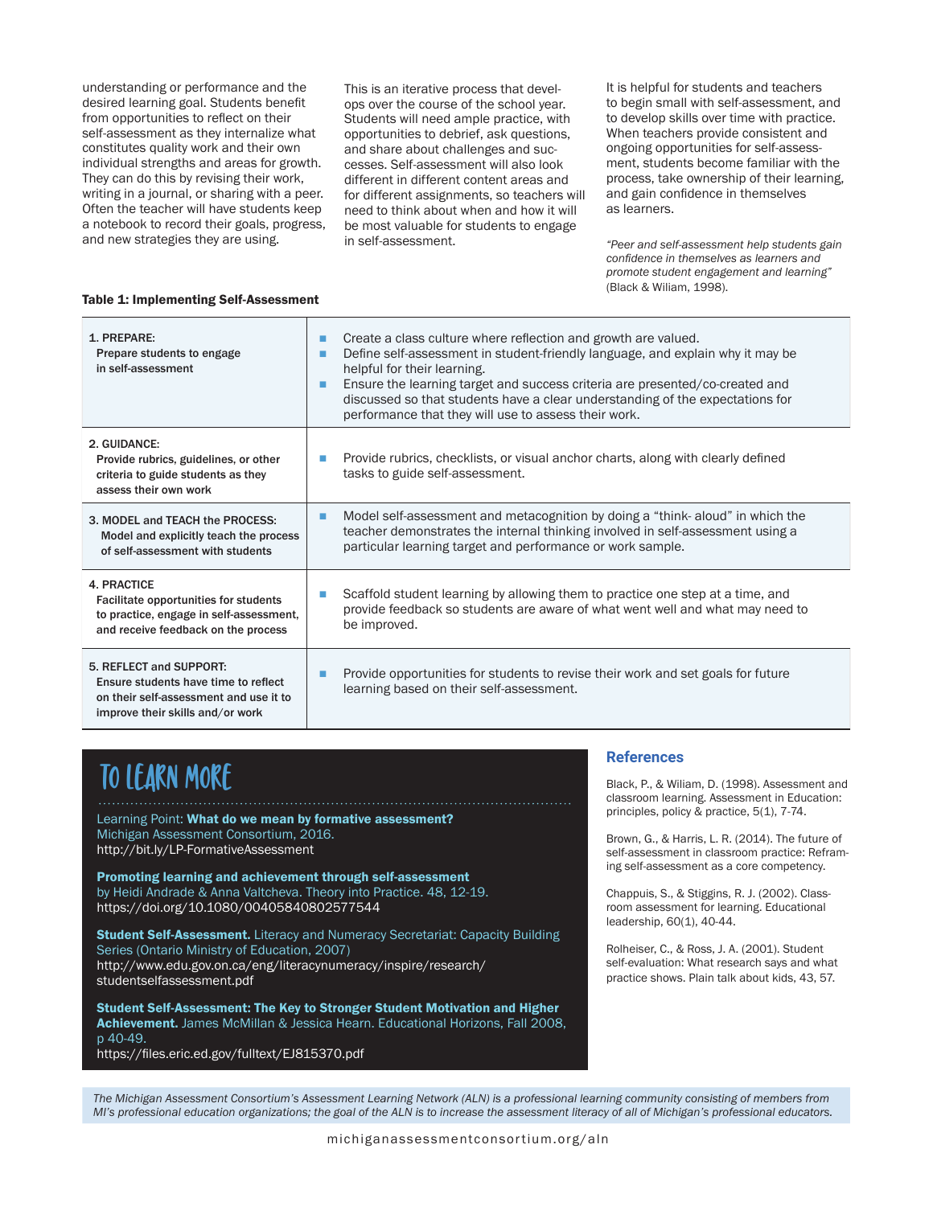understanding or performance and the desired learning goal. Students benefit from opportunities to reflect on their self-assessment as they internalize what constitutes quality work and their own individual strengths and areas for growth. They can do this by revising their work, writing in a journal, or sharing with a peer. Often the teacher will have students keep a notebook to record their goals, progress, and new strategies they are using.

This is an iterative process that develops over the course of the school year. Students will need ample practice, with opportunities to debrief, ask questions, and share about challenges and successes. Self-assessment will also look different in different content areas and for different assignments, so teachers will need to think about when and how it will be most valuable for students to engage in self-assessment.

It is helpful for students and teachers to begin small with self-assessment, and to develop skills over time with practice. When teachers provide consistent and ongoing opportunities for self-assessment, students become familiar with the process, take ownership of their learning, and gain confidence in themselves as learners.

*"Peer and self-assessment help students gain confidence in themselves as learners and promote student engagement and learning"* (Black & Wiliam, 1998).

**Table 1: Implementing Self-Assessment**

| | |
|---|---|
| **1. PREPARE:** Prepare students to engage in self-assessment | ■ Create a class culture where reflection and growth are valued.<br>■ Define self-assessment in student-friendly language, and explain why it may be helpful for their learning.<br>■ Ensure the learning target and success criteria are presented/co-created and discussed so that students have a clear understanding of the expectations for performance that they will use to assess their work. |
| **2. GUIDANCE:** Provide rubrics, guidelines, or other criteria to guide students as they assess their own work | ■ Provide rubrics, checklists, or visual anchor charts, along with clearly defined tasks to guide self-assessment. |
| **3. MODEL and TEACH the PROCESS:** Model and explicitly teach the process of self-assessment with students | ■ Model self-assessment and metacognition by doing a "think- aloud" in which the teacher demonstrates the internal thinking involved in self-assessment using a particular learning target and performance or work sample. |
| **4. PRACTICE** Facilitate opportunities for students to practice, engage in self-assessment, and receive feedback on the process | ■ Scaffold student learning by allowing them to practice one step at a time, and provide feedback so students are aware of what went well and what may need to be improved. |
| **5. REFLECT and SUPPORT:** Ensure students have time to reflect on their self-assessment and use it to improve their skills and/or work | ■ Provide opportunities for students to revise their work and set goals for future learning based on their self-assessment. |

## TO LEARN MORE

Learning Point: **What do we mean by formative assessment?** Michigan Assessment Consortium, 2016.
http://bit.ly/LP-FormativeAssessment

**Promoting learning and achievement through self-assessment** by Heidi Andrade & Anna Valtcheva. Theory into Practice. 48, 12-19.
https://doi.org/10.1080/00405840802577544

**Student Self-Assessment.** Literacy and Numeracy Secretariat: Capacity Building Series (Ontario Ministry of Education, 2007)
http://www.edu.gov.on.ca/eng/literacynumeracy/inspire/research/studentselfassessment.pdf

**Student Self-Assessment: The Key to Stronger Student Motivation and Higher Achievement.** James McMillan & Jessica Hearn. Educational Horizons, Fall 2008, p 40-49.
https://files.eric.ed.gov/fulltext/EJ815370.pdf

## References

Black, P., & Wiliam, D. (1998). Assessment and classroom learning. Assessment in Education: principles, policy & practice, 5(1), 7-74.

Brown, G., & Harris, L. R. (2014). The future of self-assessment in classroom practice: Reframing self-assessment as a core competency.

Chappuis, S., & Stiggins, R. J. (2002). Classroom assessment for learning. Educational leadership, 60(1), 40-44.

Rolheiser, C., & Ross, J. A. (2001). Student self-evaluation: What research says and what practice shows. Plain talk about kids, 43, 57.

*The Michigan Assessment Consortium's Assessment Learning Network (ALN) is a professional learning community consisting of members from MI's professional education organizations; the goal of the ALN is to increase the assessment literacy of all of Michigan's professional educators.*

michiganassessmentconsortium.org/aln